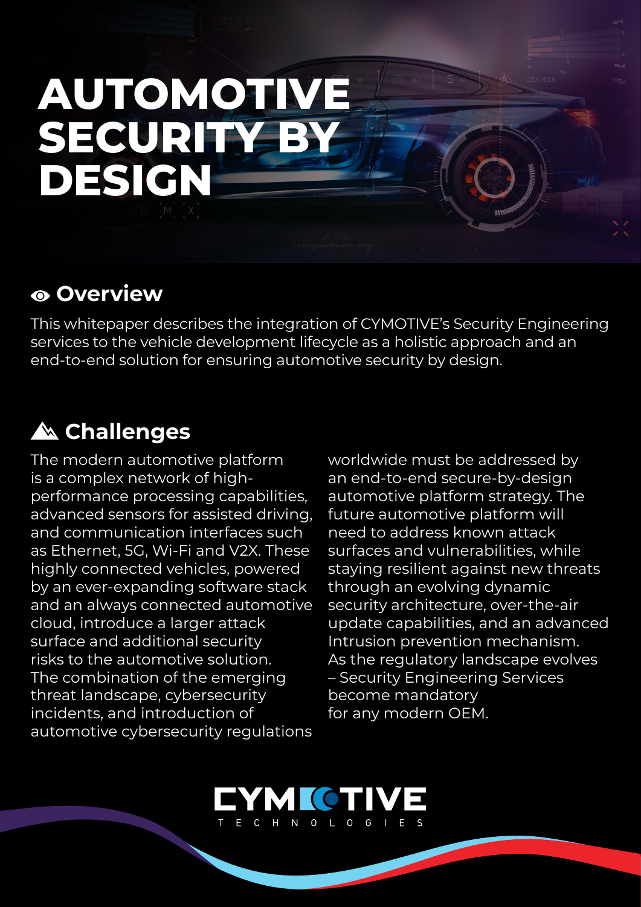# AUTOMOTIVE SECURITY BY DESIGN

## Overview

This whitepaper describes the integration of CYMOTIVE's Security Engineering services to the vehicle development lifecycle as a holistic approach and an end-to-end solution for ensuring automotive security by design.

## Challenges

The modern automotive platform is a complex network of high-performance processing capabilities, advanced sensors for assisted driving, and communication interfaces such as Ethernet, 5G, Wi-Fi and V2X. These highly connected vehicles, powered by an ever-expanding software stack and an always connected automotive cloud, introduce a larger attack surface and additional security risks to the automotive solution. The combination of the emerging threat landscape, cybersecurity incidents, and introduction of automotive cybersecurity regulations worldwide must be addressed by an end-to-end secure-by-design automotive platform strategy. The future automotive platform will need to address known attack surfaces and vulnerabilities, while staying resilient against new threats through an evolving dynamic security architecture, over-the-air update capabilities, and an advanced Intrusion prevention mechanism. As the regulatory landscape evolves – Security Engineering Services become mandatory for any modern OEM.

CYMOTIVE TECHNOLOGIES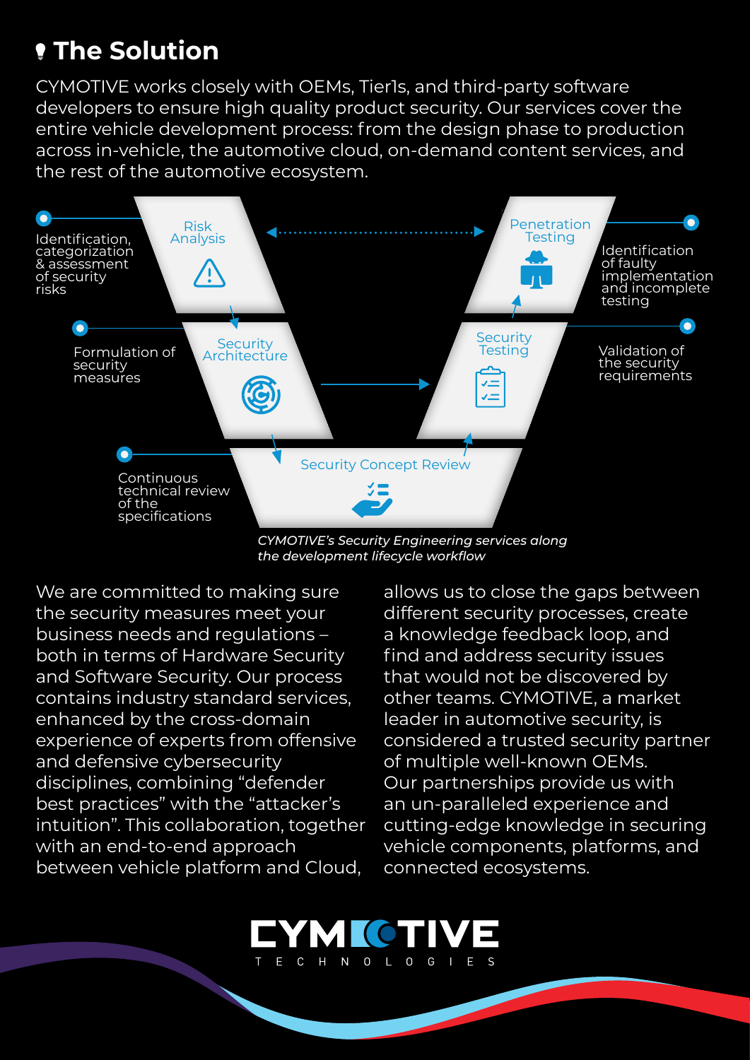# The Solution

CYMOTIVE works closely with OEMs, Tier1s, and third-party software developers to ensure high quality product security. Our services cover the entire vehicle development process: from the design phase to production across in-vehicle, the automotive cloud, on-demand content services, and the rest of the automotive ecosystem.

Risk Analysis

Identification, categorization & assessment of security risks

Security Architecture

Formulation of security measures

Security Concept Review

Continuous technical review of the specifications

Security Testing

Validation of the security requirements

Penetration Testing

Identification of faulty implementation and incomplete testing

*CYMOTIVE's Security Engineering services along the development lifecycle workflow*

We are committed to making sure the security measures meet your business needs and regulations – both in terms of Hardware Security and Software Security. Our process contains industry standard services, enhanced by the cross-domain experience of experts from offensive and defensive cybersecurity disciplines, combining "defender best practices" with the "attacker's intuition". This collaboration, together with an end-to-end approach between vehicle platform and Cloud, allows us to close the gaps between different security processes, create a knowledge feedback loop, and find and address security issues that would not be discovered by other teams. CYMOTIVE, a market leader in automotive security, is considered a trusted security partner of multiple well-known OEMs. Our partnerships provide us with an un-paralleled experience and cutting-edge knowledge in securing vehicle components, platforms, and connected ecosystems.

CYMOTIVE TECHNOLOGIES